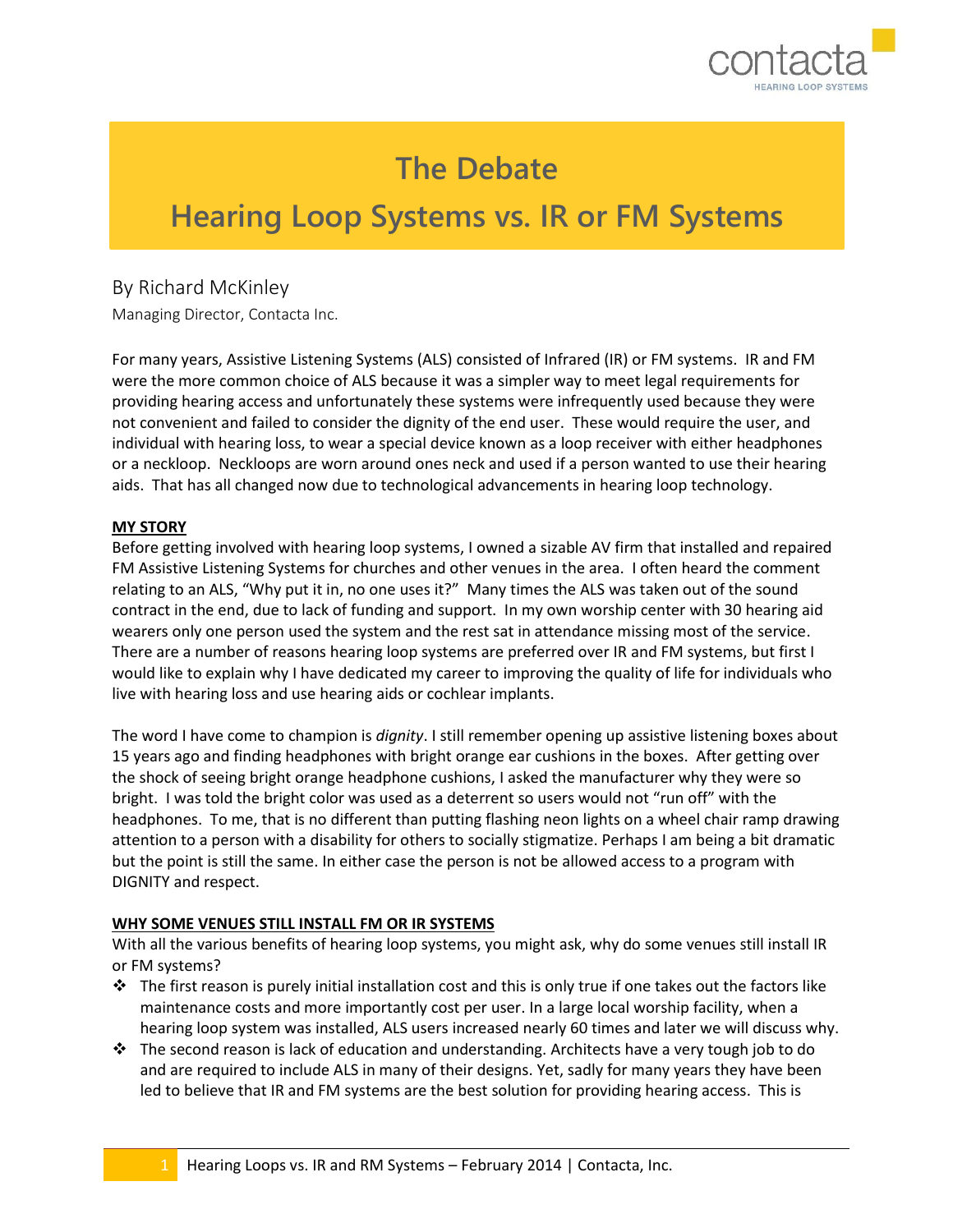# The Debate

# Hearing Loop Systems vs. IR or FM Systems

By Richard McKinley

Managing Director, Contacta Inc.

For many years, Assistive Listening Systems (ALS) consisted of Infrared (IR) or FM systems. IR and FM were the more common choice of ALS because it was a simpler way to meet legal requirements for providing hearing access and unfortunately these systems were infrequently used because they were not convenient and failed to consider the dignity of the end user. These would require the user, and individual with hearing loss, to wear a special device known as a loop receiver with either headphones or a neckloop. Neckloops are worn around ones neck and used if a person wanted to use their hearing aids. That has all changed now due to technological advancements in hearing loop technology.

## MY STORY

Before getting involved with hearing loop systems, I owned a sizable AV firm that installed and repaired FM Assistive Listening Systems for churches and other venues in the area. I often heard the comment relating to an ALS, "Why put it in, no one uses it?" Many times the ALS was taken out of the sound contract in the end, due to lack of funding and support. In my own worship center with 30 hearing aid wearers only one person used the system and the rest sat in attendance missing most of the service. There are a number of reasons hearing loop systems are preferred over IR and FM systems, but first I would like to explain why I have dedicated my career to improving the quality of life for individuals who live with hearing loss and use hearing aids or cochlear implants.

The word I have come to champion is *dignity*. I still remember opening up assistive listening boxes about 15 years ago and finding headphones with bright orange ear cushions in the boxes. After getting over the shock of seeing bright orange headphone cushions, I asked the manufacturer why they were so bright. I was told the bright color was used as a deterrent so users would not "run off" with the headphones. To me, that is no different than putting flashing neon lights on a wheel chair ramp drawing attention to a person with a disability for others to socially stigmatize. Perhaps I am being a bit dramatic but the point is still the same. In either case the person is not be allowed access to a program with DIGNITY and respect.

## WHY SOME VENUES STILL INSTALL FM OR IR SYSTEMS

With all the various benefits of hearing loop systems, you might ask, why do some venues still install IR or FM systems?

- The first reason is purely initial installation cost and this is only true if one takes out the factors like maintenance costs and more importantly cost per user. In a large local worship facility, when a hearing loop system was installed, ALS users increased nearly 60 times and later we will discuss why.
- The second reason is lack of education and understanding. Architects have a very tough job to do and are required to include ALS in many of their designs. Yet, sadly for many years they have been led to believe that IR and FM systems are the best solution for providing hearing access. This is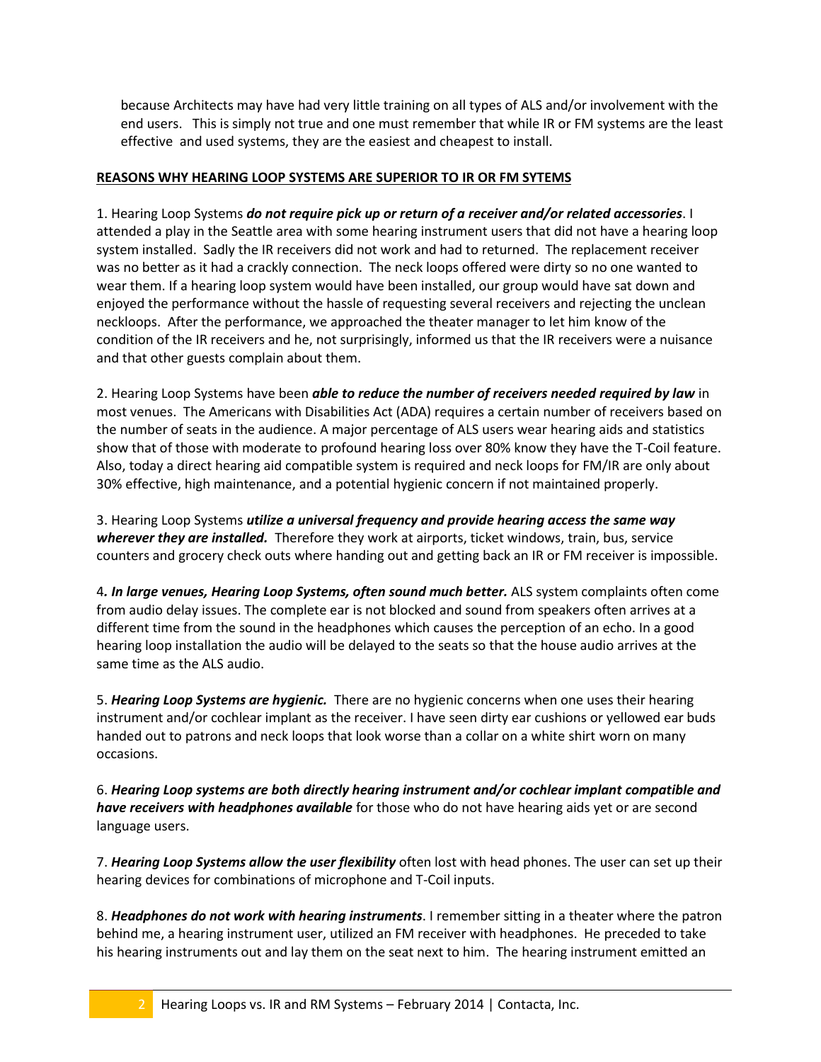because Architects may have had very little training on all types of ALS and/or involvement with the end users. This is simply not true and one must remember that while IR or FM systems are the least effective and used systems, they are the easiest and cheapest to install.

**REASONS WHY HEARING LOOP SYSTEMS ARE SUPERIOR TO IR OR FM SYTEMS**

1. Hearing Loop Systems ***do not require pick up or return of a receiver and/or related accessories***. I attended a play in the Seattle area with some hearing instrument users that did not have a hearing loop system installed. Sadly the IR receivers did not work and had to returned. The replacement receiver was no better as it had a crackly connection. The neck loops offered were dirty so no one wanted to wear them. If a hearing loop system would have been installed, our group would have sat down and enjoyed the performance without the hassle of requesting several receivers and rejecting the unclean neckloops. After the performance, we approached the theater manager to let him know of the condition of the IR receivers and he, not surprisingly, informed us that the IR receivers were a nuisance and that other guests complain about them.

2. Hearing Loop Systems have been ***able to reduce the number of receivers needed required by law*** in most venues. The Americans with Disabilities Act (ADA) requires a certain number of receivers based on the number of seats in the audience. A major percentage of ALS users wear hearing aids and statistics show that of those with moderate to profound hearing loss over 80% know they have the T-Coil feature. Also, today a direct hearing aid compatible system is required and neck loops for FM/IR are only about 30% effective, high maintenance, and a potential hygienic concern if not maintained properly.

3. Hearing Loop Systems ***utilize a universal frequency and provide hearing access the same way wherever they are installed.*** Therefore they work at airports, ticket windows, train, bus, service counters and grocery check outs where handing out and getting back an IR or FM receiver is impossible.

4***. In large venues, Hearing Loop Systems, often sound much better.*** ALS system complaints often come from audio delay issues. The complete ear is not blocked and sound from speakers often arrives at a different time from the sound in the headphones which causes the perception of an echo. In a good hearing loop installation the audio will be delayed to the seats so that the house audio arrives at the same time as the ALS audio.

5. ***Hearing Loop Systems are hygienic.*** There are no hygienic concerns when one uses their hearing instrument and/or cochlear implant as the receiver. I have seen dirty ear cushions or yellowed ear buds handed out to patrons and neck loops that look worse than a collar on a white shirt worn on many occasions.

6. ***Hearing Loop systems are both directly hearing instrument and/or cochlear implant compatible and have receivers with headphones available*** for those who do not have hearing aids yet or are second language users.

7. ***Hearing Loop Systems allow the user flexibility*** often lost with head phones. The user can set up their hearing devices for combinations of microphone and T-Coil inputs.

8. ***Headphones do not work with hearing instruments***. I remember sitting in a theater where the patron behind me, a hearing instrument user, utilized an FM receiver with headphones. He preceded to take his hearing instruments out and lay them on the seat next to him. The hearing instrument emitted an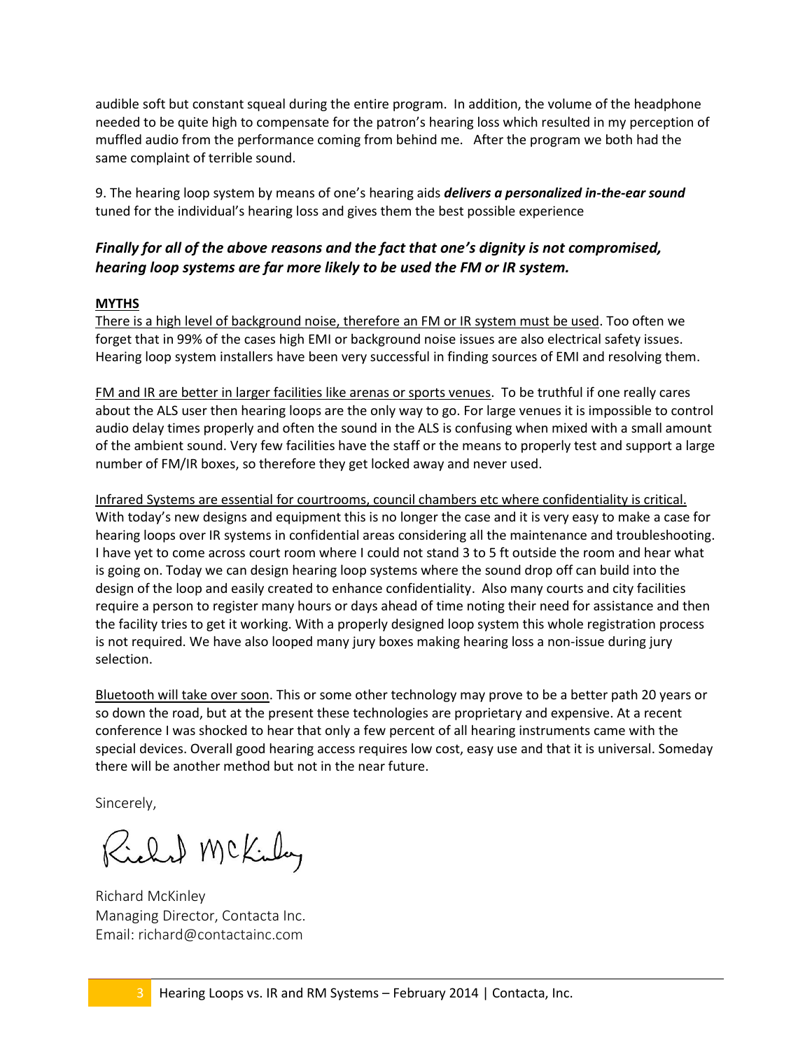audible soft but constant squeal during the entire program. In addition, the volume of the headphone needed to be quite high to compensate for the patron's hearing loss which resulted in my perception of muffled audio from the performance coming from behind me. After the program we both had the same complaint of terrible sound.

9. The hearing loop system by means of one's hearing aids ***delivers a personalized in-the-ear sound*** tuned for the individual's hearing loss and gives them the best possible experience

***Finally for all of the above reasons and the fact that one's dignity is not compromised, hearing loop systems are far more likely to be used the FM or IR system.***

**MYTHS**

There is a high level of background noise, therefore an FM or IR system must be used. Too often we forget that in 99% of the cases high EMI or background noise issues are also electrical safety issues. Hearing loop system installers have been very successful in finding sources of EMI and resolving them.

FM and IR are better in larger facilities like arenas or sports venues. To be truthful if one really cares about the ALS user then hearing loops are the only way to go. For large venues it is impossible to control audio delay times properly and often the sound in the ALS is confusing when mixed with a small amount of the ambient sound. Very few facilities have the staff or the means to properly test and support a large number of FM/IR boxes, so therefore they get locked away and never used.

Infrared Systems are essential for courtrooms, council chambers etc where confidentiality is critical. With today's new designs and equipment this is no longer the case and it is very easy to make a case for hearing loops over IR systems in confidential areas considering all the maintenance and troubleshooting. I have yet to come across court room where I could not stand 3 to 5 ft outside the room and hear what is going on. Today we can design hearing loop systems where the sound drop off can build into the design of the loop and easily created to enhance confidentiality. Also many courts and city facilities require a person to register many hours or days ahead of time noting their need for assistance and then the facility tries to get it working. With a properly designed loop system this whole registration process is not required. We have also looped many jury boxes making hearing loss a non-issue during jury selection.

Bluetooth will take over soon. This or some other technology may prove to be a better path 20 years or so down the road, but at the present these technologies are proprietary and expensive. At a recent conference I was shocked to hear that only a few percent of all hearing instruments came with the special devices. Overall good hearing access requires low cost, easy use and that it is universal. Someday there will be another method but not in the near future.

Sincerely,

Richard McKinley

Richard McKinley
Managing Director, Contacta Inc.
Email: richard@contactainc.com